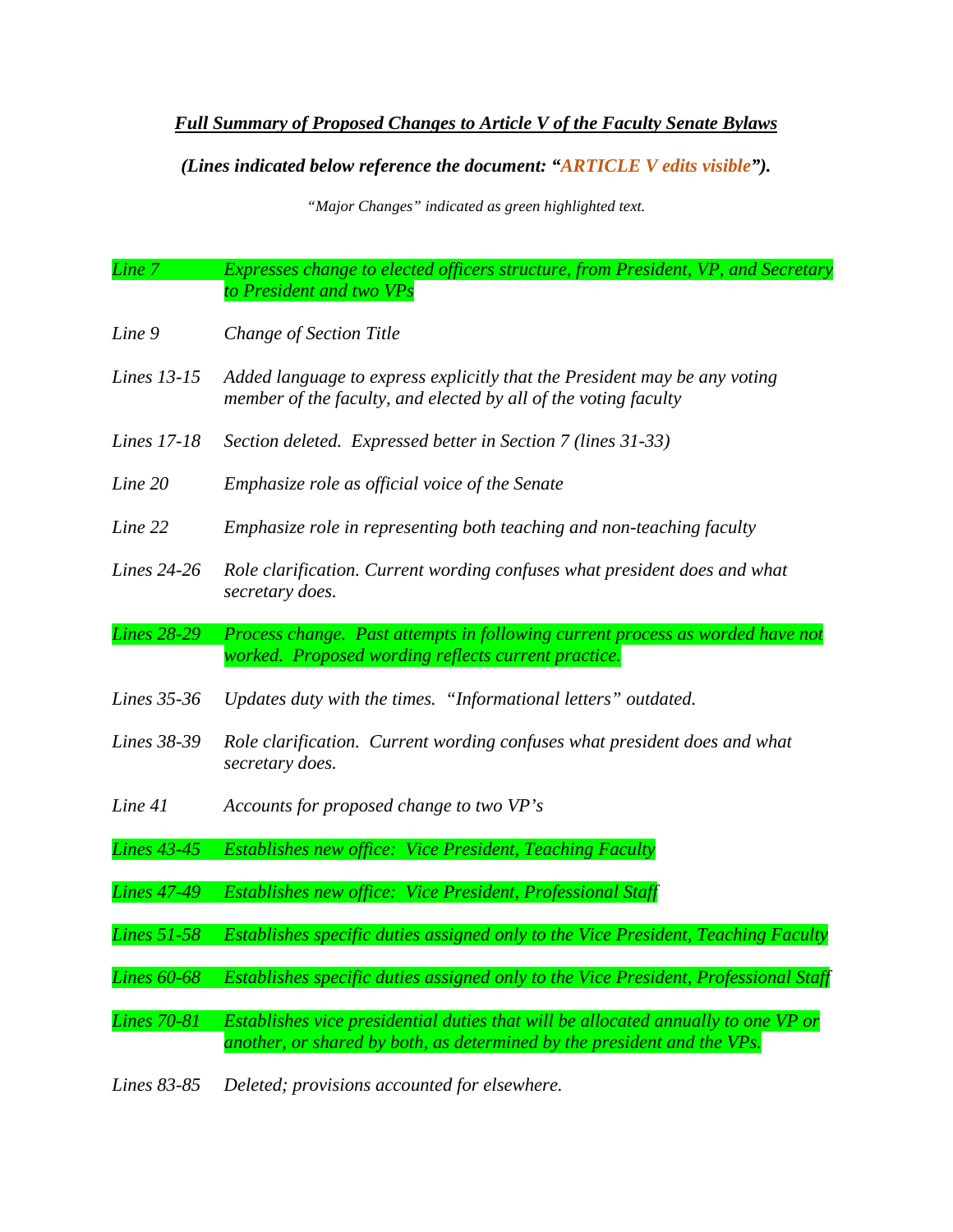***Full Summary of Proposed Changes to Article V of the Faculty Senate Bylaws***

***(Lines indicated below reference the document: "ARTICLE V edits visible").***

*"Major Changes" indicated as green highlighted text.*

| | |
|---|---|
| *Line 7* | *Expresses change to elected officers structure, from President, VP, and Secretary to President and two VPs* |
| *Line 9* | *Change of Section Title* |
| *Lines 13-15* | *Added language to express explicitly that the President may be any voting member of the faculty, and elected by all of the voting faculty* |
| *Lines 17-18* | *Section deleted. Expressed better in Section 7 (lines 31-33)* |
| *Line 20* | *Emphasize role as official voice of the Senate* |
| *Line 22* | *Emphasize role in representing both teaching and non-teaching faculty* |
| *Lines 24-26* | *Role clarification. Current wording confuses what president does and what secretary does.* |
| *Lines 28-29* | *Process change. Past attempts in following current process as worded have not worked. Proposed wording reflects current practice.* |
| *Lines 35-36* | *Updates duty with the times. "Informational letters" outdated.* |
| *Lines 38-39* | *Role clarification. Current wording confuses what president does and what secretary does.* |
| *Line 41* | *Accounts for proposed change to two VP's* |
| *Lines 43-45* | *Establishes new office: Vice President, Teaching Faculty* |
| *Lines 47-49* | *Establishes new office: Vice President, Professional Staff* |
| *Lines 51-58* | *Establishes specific duties assigned only to the Vice President, Teaching Faculty* |
| *Lines 60-68* | *Establishes specific duties assigned only to the Vice President, Professional Staff* |
| *Lines 70-81* | *Establishes vice presidential duties that will be allocated annually to one VP or another, or shared by both, as determined by the president and the VPs.* |
| *Lines 83-85* | *Deleted; provisions accounted for elsewhere.* |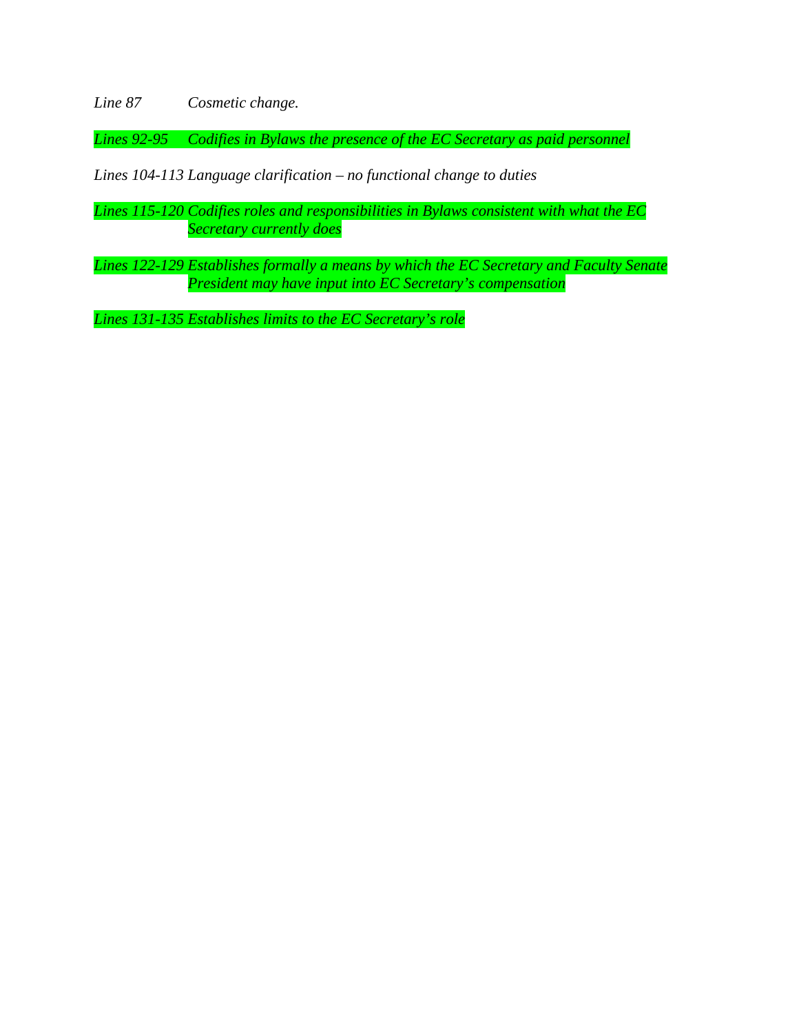*Line 87 Cosmetic change.*

*Lines 92-95 Codifies in Bylaws the presence of the EC Secretary as paid personnel*

*Lines 104-113 Language clarification – no functional change to duties*

*Lines 115-120 Codifies roles and responsibilities in Bylaws consistent with what the EC Secretary currently does*

*Lines 122-129 Establishes formally a means by which the EC Secretary and Faculty Senate President may have input into EC Secretary's compensation*

*Lines 131-135 Establishes limits to the EC Secretary's role*